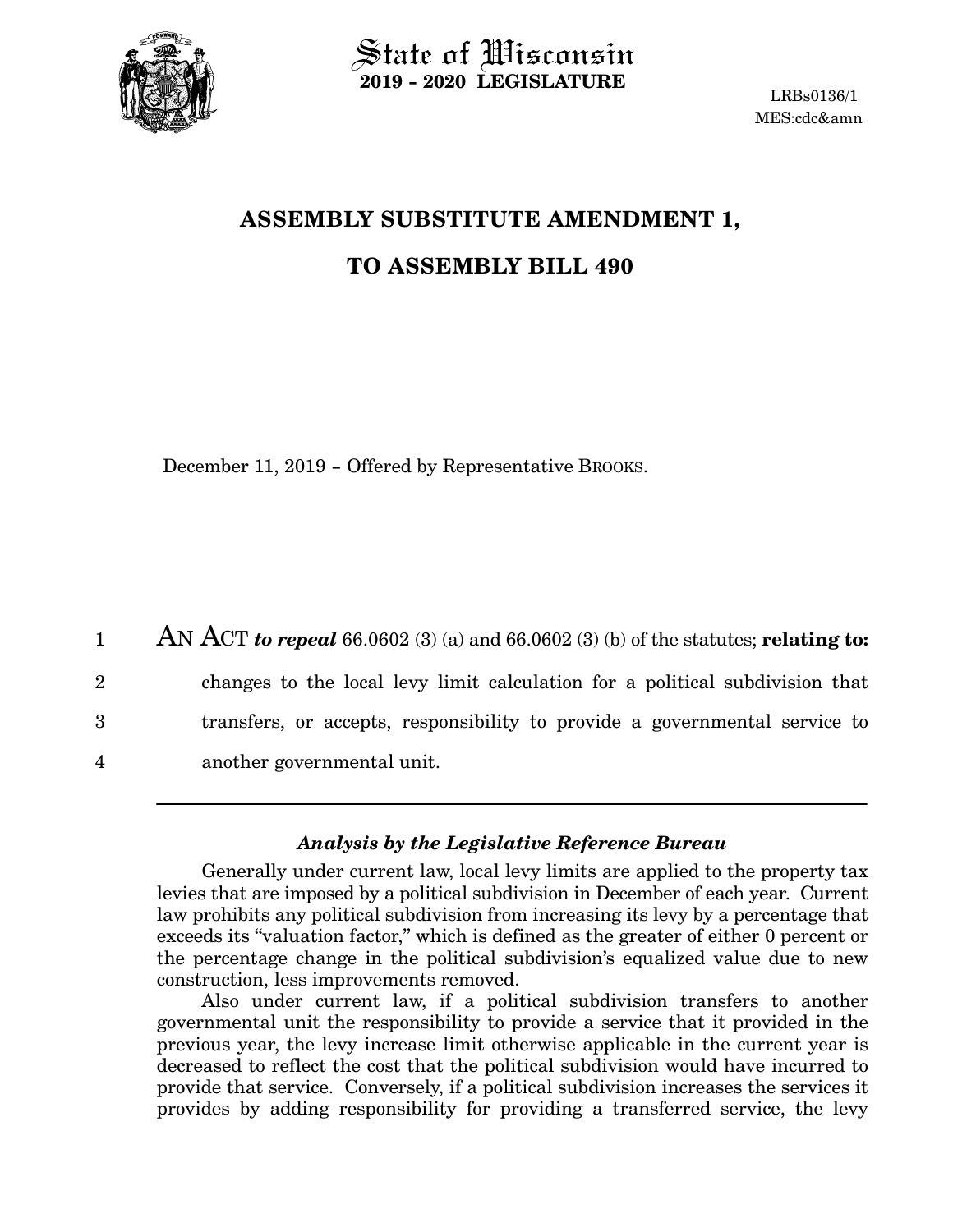State of Wisconsin
**2019 - 2020 LEGISLATURE**

LRBs0136/1
MES:cdc&amn

# ASSEMBLY SUBSTITUTE AMENDMENT 1,

# TO ASSEMBLY BILL 490

December 11, 2019 – Offered by Representative BROOKS.

1 AN ACT ***to repeal*** 66.0602 (3) (a) and 66.0602 (3) (b) of the statutes; **relating to:**
2 changes to the local levy limit calculation for a political subdivision that
3 transfers, or accepts, responsibility to provide a governmental service to
4 another governmental unit.

---

### *Analysis by the Legislative Reference Bureau*

Generally under current law, local levy limits are applied to the property tax levies that are imposed by a political subdivision in December of each year. Current law prohibits any political subdivision from increasing its levy by a percentage that exceeds its "valuation factor," which is defined as the greater of either 0 percent or the percentage change in the political subdivision's equalized value due to new construction, less improvements removed.

Also under current law, if a political subdivision transfers to another governmental unit the responsibility to provide a service that it provided in the previous year, the levy increase limit otherwise applicable in the current year is decreased to reflect the cost that the political subdivision would have incurred to provide that service. Conversely, if a political subdivision increases the services it provides by adding responsibility for providing a transferred service, the levy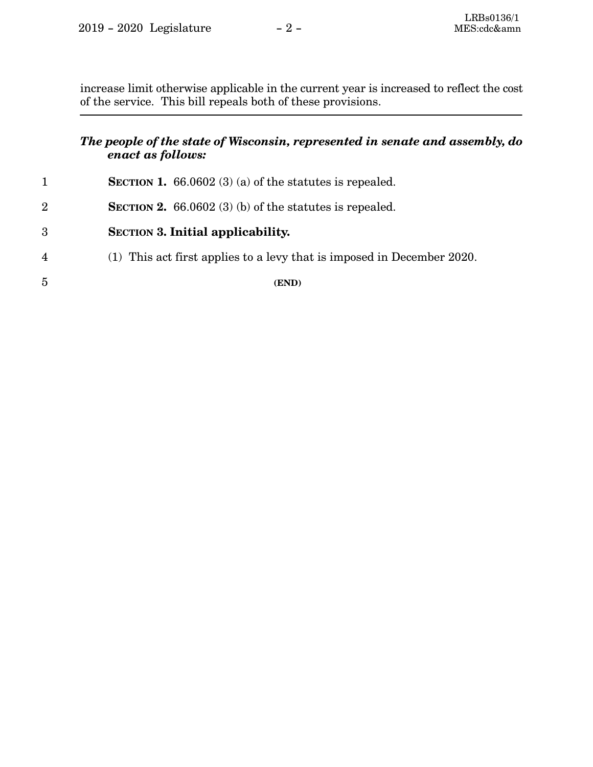increase limit otherwise applicable in the current year is increased to reflect the cost of the service. This bill repeals both of these provisions.

---

***The people of the state of Wisconsin, represented in senate and assembly, do enact as follows:***

**SECTION 1.** 66.0602 (3) (a) of the statutes is repealed.

**SECTION 2.** 66.0602 (3) (b) of the statutes is repealed.

**SECTION 3. Initial applicability.**

(1) This act first applies to a levy that is imposed in December 2020.

**(END)**